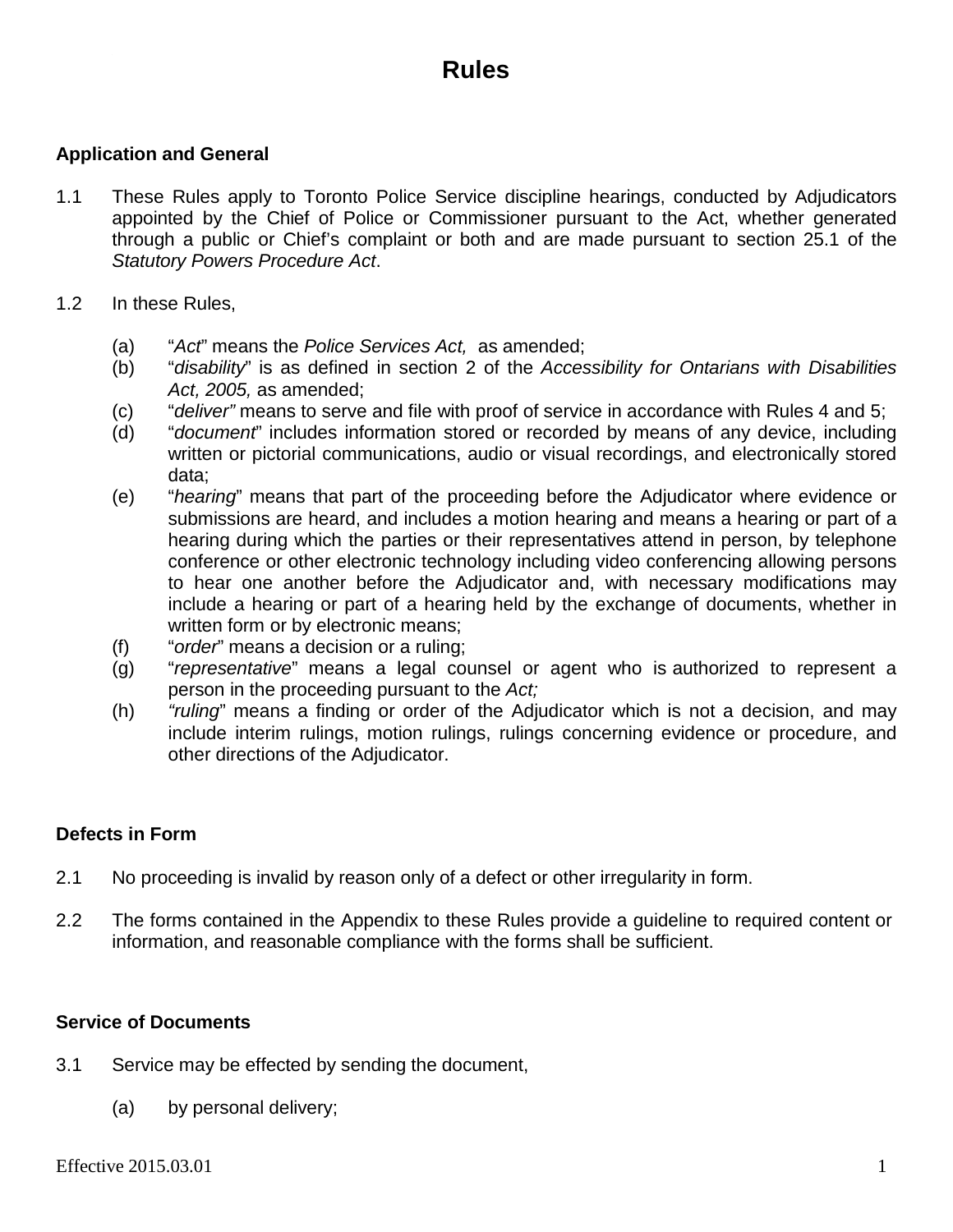# Rules

## Application and General

1.1 These Rules apply to Toronto Police Service discipline hearings, conducted by Adjudicators appointed by the Chief of Police or Commissioner pursuant to the Act, whether generated through a public or Chief's complaint or both and are made pursuant to section 25.1 of the *Statutory Powers Procedure Act*.

1.2 In these Rules,

(a) "*Act*" means the *Police Services Act,* as amended;

(b) "*disability*" is as defined in section 2 of the *Accessibility for Ontarians with Disabilities Act, 2005,* as amended;

(c) "*deliver"* means to serve and file with proof of service in accordance with Rules 4 and 5;

(d) "*document*" includes information stored or recorded by means of any device, including written or pictorial communications, audio or visual recordings, and electronically stored data;

(e) "*hearing*" means that part of the proceeding before the Adjudicator where evidence or submissions are heard, and includes a motion hearing and means a hearing or part of a hearing during which the parties or their representatives attend in person, by telephone conference or other electronic technology including video conferencing allowing persons to hear one another before the Adjudicator and, with necessary modifications may include a hearing or part of a hearing held by the exchange of documents, whether in written form or by electronic means;

(f) "*order*" means a decision or a ruling;

(g) "*representative*" means a legal counsel or agent who is authorized to represent a person in the proceeding pursuant to the *Act;*

(h) *"ruling*" means a finding or order of the Adjudicator which is not a decision, and may include interim rulings, motion rulings, rulings concerning evidence or procedure, and other directions of the Adjudicator.

## Defects in Form

2.1 No proceeding is invalid by reason only of a defect or other irregularity in form.

2.2 The forms contained in the Appendix to these Rules provide a guideline to required content or information, and reasonable compliance with the forms shall be sufficient.

## Service of Documents

3.1 Service may be effected by sending the document,

(a) by personal delivery;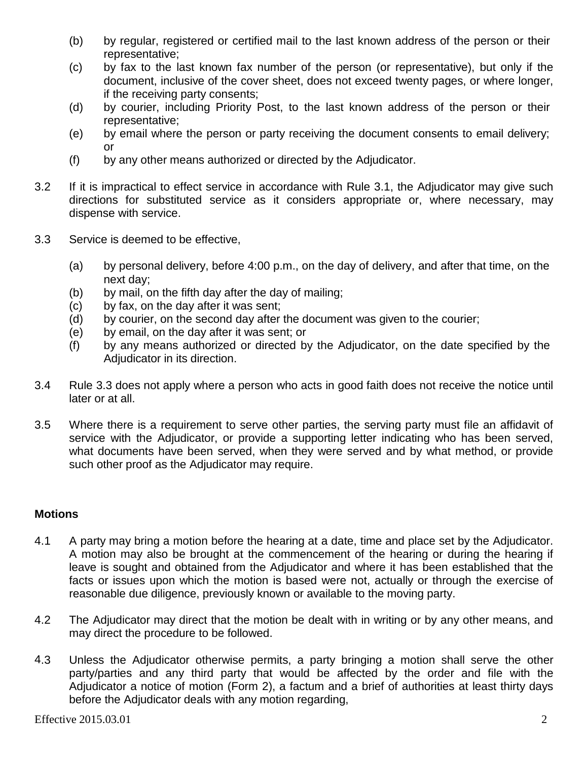(b) by regular, registered or certified mail to the last known address of the person or their representative;

(c) by fax to the last known fax number of the person (or representative), but only if the document, inclusive of the cover sheet, does not exceed twenty pages, or where longer, if the receiving party consents;

(d) by courier, including Priority Post, to the last known address of the person or their representative;

(e) by email where the person or party receiving the document consents to email delivery; or

(f) by any other means authorized or directed by the Adjudicator.

3.2 If it is impractical to effect service in accordance with Rule 3.1, the Adjudicator may give such directions for substituted service as it considers appropriate or, where necessary, may dispense with service.

3.3 Service is deemed to be effective,

(a) by personal delivery, before 4:00 p.m., on the day of delivery, and after that time, on the next day;

(b) by mail, on the fifth day after the day of mailing;

(c) by fax, on the day after it was sent;

(d) by courier, on the second day after the document was given to the courier;

(e) by email, on the day after it was sent; or

(f) by any means authorized or directed by the Adjudicator, on the date specified by the Adjudicator in its direction.

3.4 Rule 3.3 does not apply where a person who acts in good faith does not receive the notice until later or at all.

3.5 Where there is a requirement to serve other parties, the serving party must file an affidavit of service with the Adjudicator, or provide a supporting letter indicating who has been served, what documents have been served, when they were served and by what method, or provide such other proof as the Adjudicator may require.

**Motions**

4.1 A party may bring a motion before the hearing at a date, time and place set by the Adjudicator. A motion may also be brought at the commencement of the hearing or during the hearing if leave is sought and obtained from the Adjudicator and where it has been established that the facts or issues upon which the motion is based were not, actually or through the exercise of reasonable due diligence, previously known or available to the moving party.

4.2 The Adjudicator may direct that the motion be dealt with in writing or by any other means, and may direct the procedure to be followed.

4.3 Unless the Adjudicator otherwise permits, a party bringing a motion shall serve the other party/parties and any third party that would be affected by the order and file with the Adjudicator a notice of motion (Form 2), a factum and a brief of authorities at least thirty days before the Adjudicator deals with any motion regarding,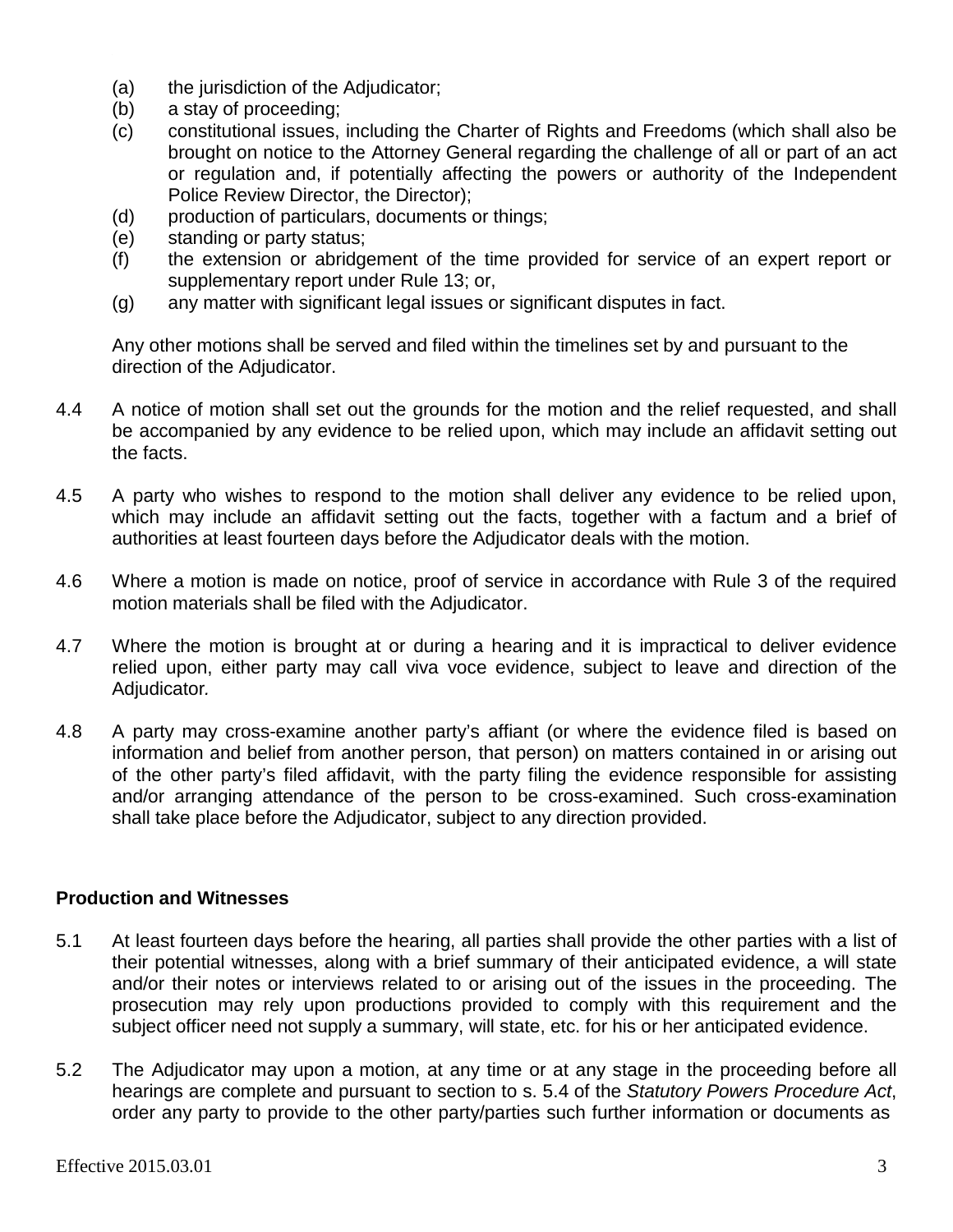(a) the jurisdiction of the Adjudicator;
(b) a stay of proceeding;
(c) constitutional issues, including the Charter of Rights and Freedoms (which shall also be brought on notice to the Attorney General regarding the challenge of all or part of an act or regulation and, if potentially affecting the powers or authority of the Independent Police Review Director, the Director);
(d) production of particulars, documents or things;
(e) standing or party status;
(f) the extension or abridgement of the time provided for service of an expert report or supplementary report under Rule 13; or,
(g) any matter with significant legal issues or significant disputes in fact.

Any other motions shall be served and filed within the timelines set by and pursuant to the direction of the Adjudicator.

4.4 A notice of motion shall set out the grounds for the motion and the relief requested, and shall be accompanied by any evidence to be relied upon, which may include an affidavit setting out the facts.

4.5 A party who wishes to respond to the motion shall deliver any evidence to be relied upon, which may include an affidavit setting out the facts, together with a factum and a brief of authorities at least fourteen days before the Adjudicator deals with the motion.

4.6 Where a motion is made on notice, proof of service in accordance with Rule 3 of the required motion materials shall be filed with the Adjudicator.

4.7 Where the motion is brought at or during a hearing and it is impractical to deliver evidence relied upon, either party may call viva voce evidence, subject to leave and direction of the Adjudicator*.*

4.8 A party may cross-examine another party's affiant (or where the evidence filed is based on information and belief from another person, that person) on matters contained in or arising out of the other party's filed affidavit, with the party filing the evidence responsible for assisting and/or arranging attendance of the person to be cross-examined. Such cross-examination shall take place before the Adjudicator, subject to any direction provided.

**Production and Witnesses**

5.1 At least fourteen days before the hearing, all parties shall provide the other parties with a list of their potential witnesses, along with a brief summary of their anticipated evidence, a will state and/or their notes or interviews related to or arising out of the issues in the proceeding. The prosecution may rely upon productions provided to comply with this requirement and the subject officer need not supply a summary, will state, etc. for his or her anticipated evidence.

5.2 The Adjudicator may upon a motion, at any time or at any stage in the proceeding before all hearings are complete and pursuant to section to s. 5.4 of the *Statutory Powers Procedure Act*, order any party to provide to the other party/parties such further information or documents as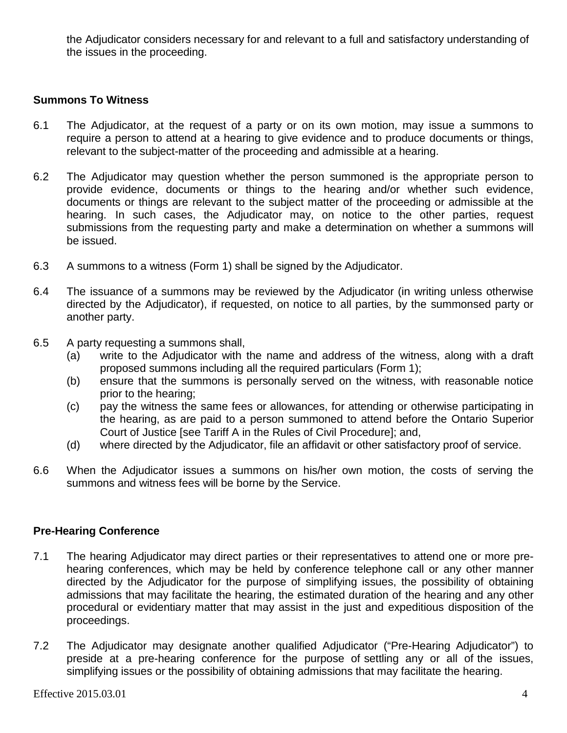the Adjudicator considers necessary for and relevant to a full and satisfactory understanding of the issues in the proceeding.

**Summons To Witness**

6.1 The Adjudicator, at the request of a party or on its own motion, may issue a summons to require a person to attend at a hearing to give evidence and to produce documents or things, relevant to the subject-matter of the proceeding and admissible at a hearing.

6.2 The Adjudicator may question whether the person summoned is the appropriate person to provide evidence, documents or things to the hearing and/or whether such evidence, documents or things are relevant to the subject matter of the proceeding or admissible at the hearing. In such cases, the Adjudicator may, on notice to the other parties, request submissions from the requesting party and make a determination on whether a summons will be issued.

6.3 A summons to a witness (Form 1) shall be signed by the Adjudicator.

6.4 The issuance of a summons may be reviewed by the Adjudicator (in writing unless otherwise directed by the Adjudicator), if requested, on notice to all parties, by the summonsed party or another party.

6.5 A party requesting a summons shall,

(a) write to the Adjudicator with the name and address of the witness, along with a draft proposed summons including all the required particulars (Form 1);

(b) ensure that the summons is personally served on the witness, with reasonable notice prior to the hearing;

(c) pay the witness the same fees or allowances, for attending or otherwise participating in the hearing, as are paid to a person summoned to attend before the Ontario Superior Court of Justice [see Tariff A in the Rules of Civil Procedure]; and,

(d) where directed by the Adjudicator, file an affidavit or other satisfactory proof of service.

6.6 When the Adjudicator issues a summons on his/her own motion, the costs of serving the summons and witness fees will be borne by the Service.

**Pre-Hearing Conference**

7.1 The hearing Adjudicator may direct parties or their representatives to attend one or more pre-hearing conferences, which may be held by conference telephone call or any other manner directed by the Adjudicator for the purpose of simplifying issues, the possibility of obtaining admissions that may facilitate the hearing, the estimated duration of the hearing and any other procedural or evidentiary matter that may assist in the just and expeditious disposition of the proceedings.

7.2 The Adjudicator may designate another qualified Adjudicator ("Pre-Hearing Adjudicator") to preside at a pre-hearing conference for the purpose of settling any or all of the issues, simplifying issues or the possibility of obtaining admissions that may facilitate the hearing.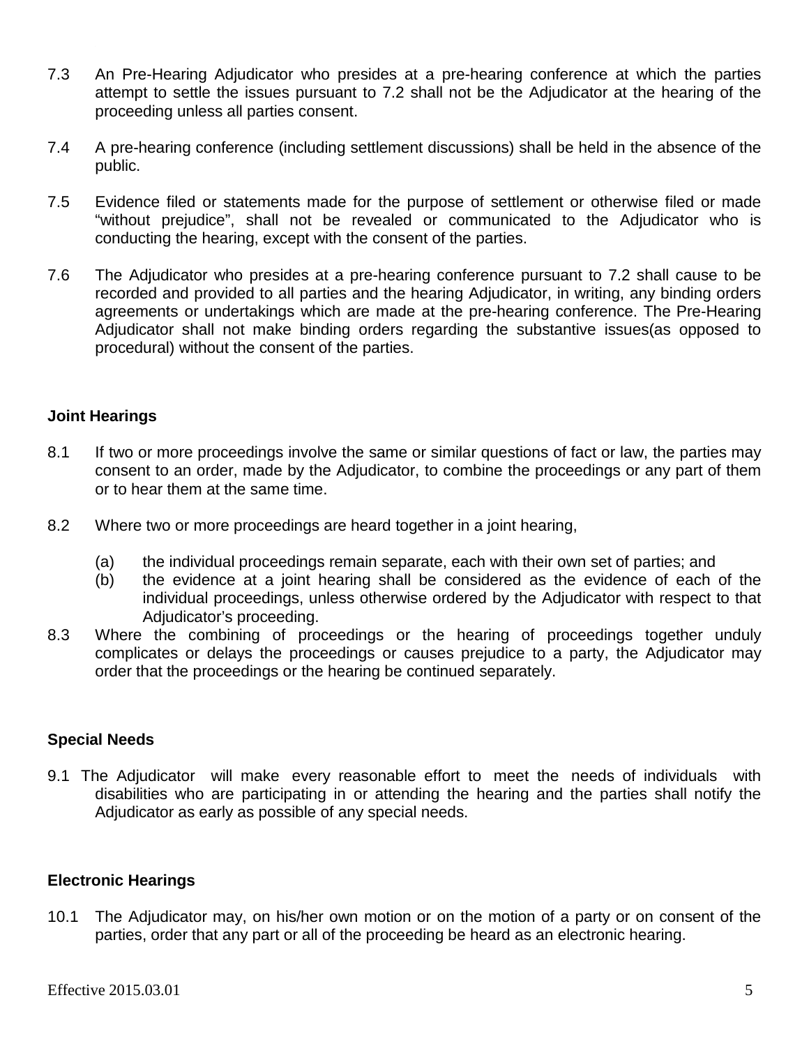7.3 An Pre-Hearing Adjudicator who presides at a pre-hearing conference at which the parties attempt to settle the issues pursuant to 7.2 shall not be the Adjudicator at the hearing of the proceeding unless all parties consent.

7.4 A pre-hearing conference (including settlement discussions) shall be held in the absence of the public.

7.5 Evidence filed or statements made for the purpose of settlement or otherwise filed or made "without prejudice", shall not be revealed or communicated to the Adjudicator who is conducting the hearing, except with the consent of the parties.

7.6 The Adjudicator who presides at a pre-hearing conference pursuant to 7.2 shall cause to be recorded and provided to all parties and the hearing Adjudicator, in writing, any binding orders agreements or undertakings which are made at the pre-hearing conference. The Pre-Hearing Adjudicator shall not make binding orders regarding the substantive issues(as opposed to procedural) without the consent of the parties.

**Joint Hearings**

8.1 If two or more proceedings involve the same or similar questions of fact or law, the parties may consent to an order, made by the Adjudicator, to combine the proceedings or any part of them or to hear them at the same time.

8.2 Where two or more proceedings are heard together in a joint hearing,

(a) the individual proceedings remain separate, each with their own set of parties; and
(b) the evidence at a joint hearing shall be considered as the evidence of each of the individual proceedings, unless otherwise ordered by the Adjudicator with respect to that Adjudicator's proceeding.

8.3 Where the combining of proceedings or the hearing of proceedings together unduly complicates or delays the proceedings or causes prejudice to a party, the Adjudicator may order that the proceedings or the hearing be continued separately.

**Special Needs**

9.1 The Adjudicator will make every reasonable effort to meet the needs of individuals with disabilities who are participating in or attending the hearing and the parties shall notify the Adjudicator as early as possible of any special needs.

**Electronic Hearings**

10.1 The Adjudicator may, on his/her own motion or on the motion of a party or on consent of the parties, order that any part or all of the proceeding be heard as an electronic hearing.

Effective 2015.03.01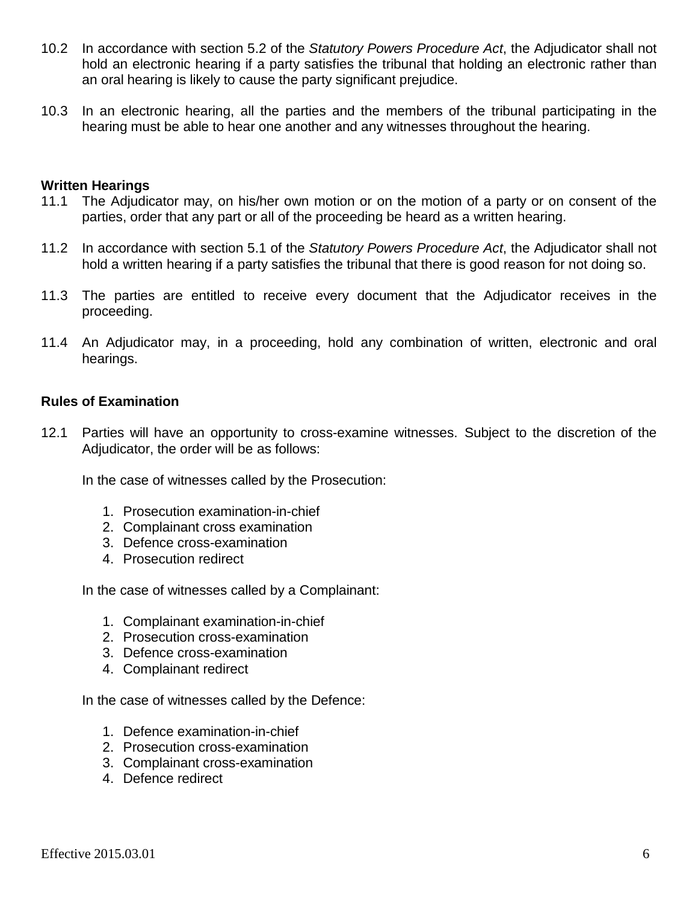10.2 In accordance with section 5.2 of the *Statutory Powers Procedure Act*, the Adjudicator shall not hold an electronic hearing if a party satisfies the tribunal that holding an electronic rather than an oral hearing is likely to cause the party significant prejudice.

10.3 In an electronic hearing, all the parties and the members of the tribunal participating in the hearing must be able to hear one another and any witnesses throughout the hearing.

**Written Hearings**

11.1 The Adjudicator may, on his/her own motion or on the motion of a party or on consent of the parties, order that any part or all of the proceeding be heard as a written hearing.

11.2 In accordance with section 5.1 of the *Statutory Powers Procedure Act*, the Adjudicator shall not hold a written hearing if a party satisfies the tribunal that there is good reason for not doing so.

11.3 The parties are entitled to receive every document that the Adjudicator receives in the proceeding.

11.4 An Adjudicator may, in a proceeding, hold any combination of written, electronic and oral hearings.

**Rules of Examination**

12.1 Parties will have an opportunity to cross-examine witnesses. Subject to the discretion of the Adjudicator, the order will be as follows:

In the case of witnesses called by the Prosecution:

1. Prosecution examination-in-chief
2. Complainant cross examination
3. Defence cross-examination
4. Prosecution redirect

In the case of witnesses called by a Complainant:

1. Complainant examination-in-chief
2. Prosecution cross-examination
3. Defence cross-examination
4. Complainant redirect

In the case of witnesses called by the Defence:

1. Defence examination-in-chief
2. Prosecution cross-examination
3. Complainant cross-examination
4. Defence redirect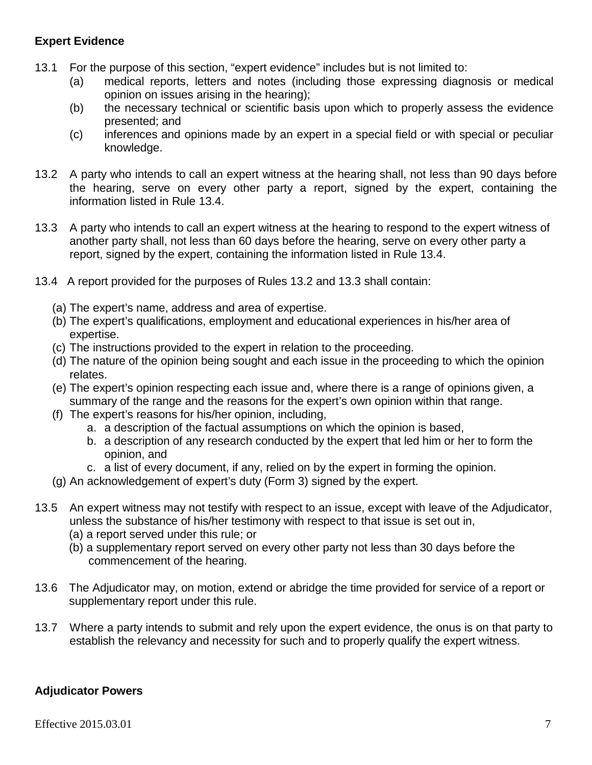**Expert Evidence**

13.1 For the purpose of this section, "expert evidence" includes but is not limited to:

- (a) medical reports, letters and notes (including those expressing diagnosis or medical opinion on issues arising in the hearing);
- (b) the necessary technical or scientific basis upon which to properly assess the evidence presented; and
- (c) inferences and opinions made by an expert in a special field or with special or peculiar knowledge.

13.2 A party who intends to call an expert witness at the hearing shall, not less than 90 days before the hearing, serve on every other party a report, signed by the expert, containing the information listed in Rule 13.4.

13.3 A party who intends to call an expert witness at the hearing to respond to the expert witness of another party shall, not less than 60 days before the hearing, serve on every other party a report, signed by the expert, containing the information listed in Rule 13.4.

13.4 A report provided for the purposes of Rules 13.2 and 13.3 shall contain:

- (a) The expert's name, address and area of expertise.
- (b) The expert's qualifications, employment and educational experiences in his/her area of expertise.
- (c) The instructions provided to the expert in relation to the proceeding.
- (d) The nature of the opinion being sought and each issue in the proceeding to which the opinion relates.
- (e) The expert's opinion respecting each issue and, where there is a range of opinions given, a summary of the range and the reasons for the expert's own opinion within that range.
- (f) The expert's reasons for his/her opinion, including,
  - a. a description of the factual assumptions on which the opinion is based,
  - b. a description of any research conducted by the expert that led him or her to form the opinion, and
  - c. a list of every document, if any, relied on by the expert in forming the opinion.
- (g) An acknowledgement of expert's duty (Form 3) signed by the expert.

13.5 An expert witness may not testify with respect to an issue, except with leave of the Adjudicator, unless the substance of his/her testimony with respect to that issue is set out in,

- (a) a report served under this rule; or
- (b) a supplementary report served on every other party not less than 30 days before the commencement of the hearing.

13.6 The Adjudicator may, on motion, extend or abridge the time provided for service of a report or supplementary report under this rule.

13.7 Where a party intends to submit and rely upon the expert evidence, the onus is on that party to establish the relevancy and necessity for such and to properly qualify the expert witness.

**Adjudicator Powers**

Effective 2015.03.01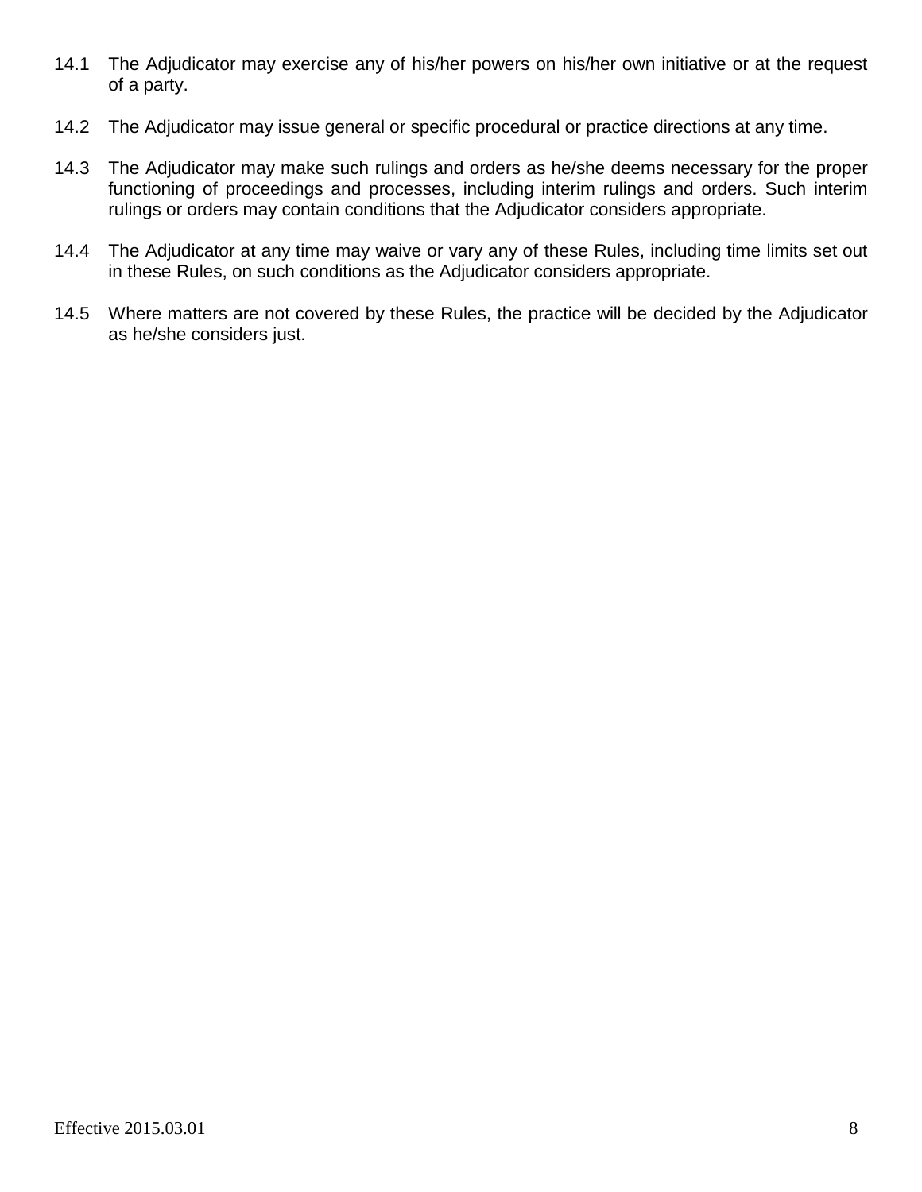14.1 The Adjudicator may exercise any of his/her powers on his/her own initiative or at the request of a party.

14.2 The Adjudicator may issue general or specific procedural or practice directions at any time.

14.3 The Adjudicator may make such rulings and orders as he/she deems necessary for the proper functioning of proceedings and processes, including interim rulings and orders. Such interim rulings or orders may contain conditions that the Adjudicator considers appropriate.

14.4 The Adjudicator at any time may waive or vary any of these Rules, including time limits set out in these Rules, on such conditions as the Adjudicator considers appropriate.

14.5 Where matters are not covered by these Rules, the practice will be decided by the Adjudicator as he/she considers just.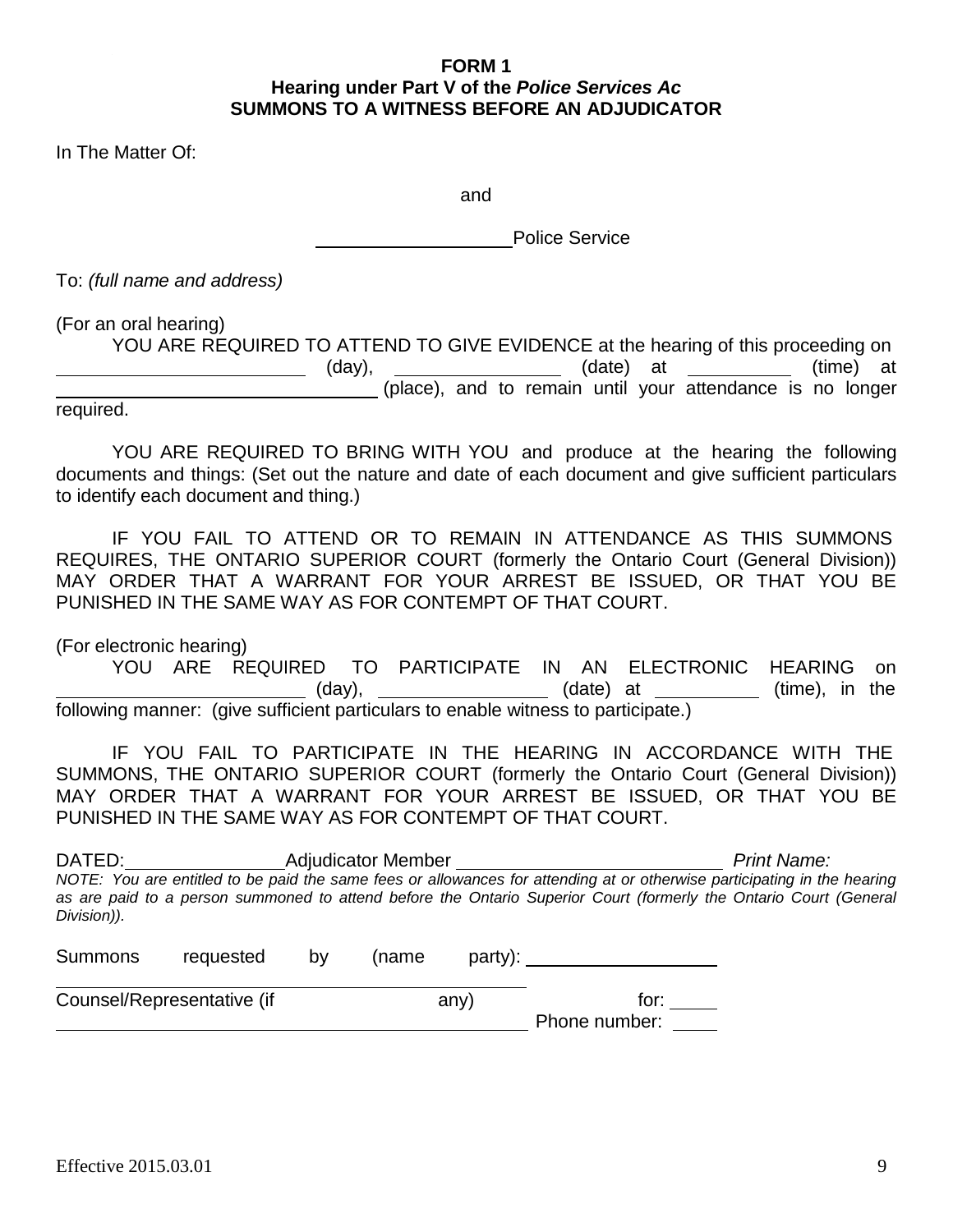**FORM 1**
**Hearing under Part V of the *Police Services Ac***
**SUMMONS TO A WITNESS BEFORE AN ADJUDICATOR**

In The Matter Of:

and

\_\_\_\_\_\_\_\_\_\_\_\_\_\_\_\_\_\_\_\_ Police Service

To: *(full name and address)*

(For an oral hearing)

YOU ARE REQUIRED TO ATTEND TO GIVE EVIDENCE at the hearing of this proceeding on \_\_\_\_\_\_\_\_\_\_\_\_\_\_\_\_\_\_\_\_\_\_\_\_ (day), \_\_\_\_\_\_\_\_\_\_\_\_\_\_\_\_\_ (date) at \_\_\_\_\_\_\_\_\_\_\_ (time) at \_\_\_\_\_\_\_\_\_\_\_\_\_\_\_\_\_\_\_\_\_\_\_\_\_\_\_\_\_\_\_\_ (place), and to remain until your attendance is no longer required.

YOU ARE REQUIRED TO BRING WITH YOU and produce at the hearing the following documents and things: (Set out the nature and date of each document and give sufficient particulars to identify each document and thing.)

IF YOU FAIL TO ATTEND OR TO REMAIN IN ATTENDANCE AS THIS SUMMONS REQUIRES, THE ONTARIO SUPERIOR COURT (formerly the Ontario Court (General Division)) MAY ORDER THAT A WARRANT FOR YOUR ARREST BE ISSUED, OR THAT YOU BE PUNISHED IN THE SAME WAY AS FOR CONTEMPT OF THAT COURT.

(For electronic hearing)

YOU ARE REQUIRED TO PARTICIPATE IN AN ELECTRONIC HEARING on \_\_\_\_\_\_\_\_\_\_\_\_\_\_\_\_\_\_\_\_\_\_\_\_ (day), \_\_\_\_\_\_\_\_\_\_\_\_\_\_\_\_\_ (date) at \_\_\_\_\_\_\_\_\_\_\_ (time), in the following manner: (give sufficient particulars to enable witness to participate.)

IF YOU FAIL TO PARTICIPATE IN THE HEARING IN ACCORDANCE WITH THE SUMMONS, THE ONTARIO SUPERIOR COURT (formerly the Ontario Court (General Division)) MAY ORDER THAT A WARRANT FOR YOUR ARREST BE ISSUED, OR THAT YOU BE PUNISHED IN THE SAME WAY AS FOR CONTEMPT OF THAT COURT.

DATED: \_\_\_\_\_\_\_\_\_\_\_\_\_\_\_\_ Adjudicator Member \_\_\_\_\_\_\_\_\_\_\_\_\_\_\_\_\_\_\_\_\_\_\_\_\_\_\_\_ *Print Name:*

*NOTE: You are entitled to be paid the same fees or allowances for attending at or otherwise participating in the hearing as are paid to a person summoned to attend before the Ontario Superior Court (formerly the Ontario Court (General Division)).*

Summons requested by (name party): \_\_\_\_\_\_\_\_\_\_\_\_\_\_\_\_\_\_\_\_

\_\_\_\_\_\_\_\_\_\_\_\_\_\_\_\_\_\_\_\_\_\_\_\_\_\_\_\_\_\_\_\_\_\_\_\_\_\_\_\_\_\_\_\_\_\_

Counsel/Representative (if any) for: \_\_\_\_\_

\_\_\_\_\_\_\_\_\_\_\_\_\_\_\_\_\_\_\_\_\_\_\_\_\_\_\_\_\_\_\_\_\_\_\_\_\_\_\_\_\_\_\_\_\_\_ Phone number: \_\_\_\_\_

Effective 2015.03.01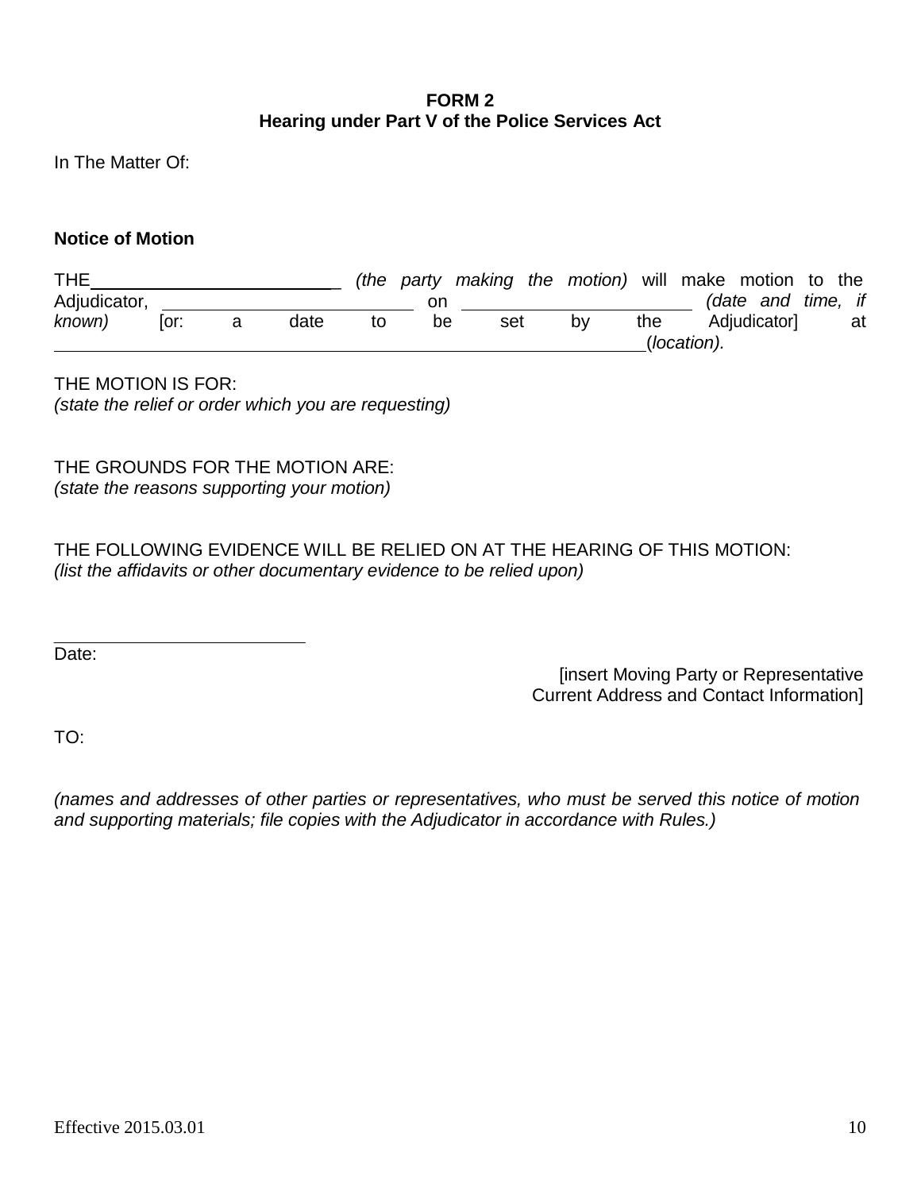**FORM 2**
**Hearing under Part V of the Police Services Act**

In The Matter Of:

**Notice of Motion**

THE\_\_\_\_\_\_\_\_\_\_\_\_\_\_\_\_\_\_\_\_\_\_\_\_\_ *(the party making the motion)* will make motion to the Adjudicator, \_\_\_\_\_\_\_\_\_\_\_\_\_\_\_\_\_\_\_\_\_\_\_\_\_ on \_\_\_\_\_\_\_\_\_\_\_\_\_\_\_\_\_\_\_\_\_\_\_\_\_ *(date and time, if known)* [or: a date to be set by the Adjudicator] at \_\_\_\_\_\_\_\_\_\_\_\_\_\_\_\_\_\_\_\_\_\_\_\_\_\_\_\_\_\_\_\_\_\_\_\_\_\_\_\_\_\_\_\_\_\_\_\_\_\_\_\_\_\_\_\_\_\_\_\_\_\_(*location).*

THE MOTION IS FOR:
*(state the relief or order which you are requesting)*

THE GROUNDS FOR THE MOTION ARE:
*(state the reasons supporting your motion)*

THE FOLLOWING EVIDENCE WILL BE RELIED ON AT THE HEARING OF THIS MOTION:
*(list the affidavits or other documentary evidence to be relied upon)*

\_\_\_\_\_\_\_\_\_\_\_\_\_\_\_\_\_\_\_\_\_\_\_\_\_\_\_
Date:

[insert Moving Party or Representative
Current Address and Contact Information]

TO:

*(names and addresses of other parties or representatives, who must be served this notice of motion and supporting materials; file copies with the Adjudicator in accordance with Rules.)*

Effective 2015.03.01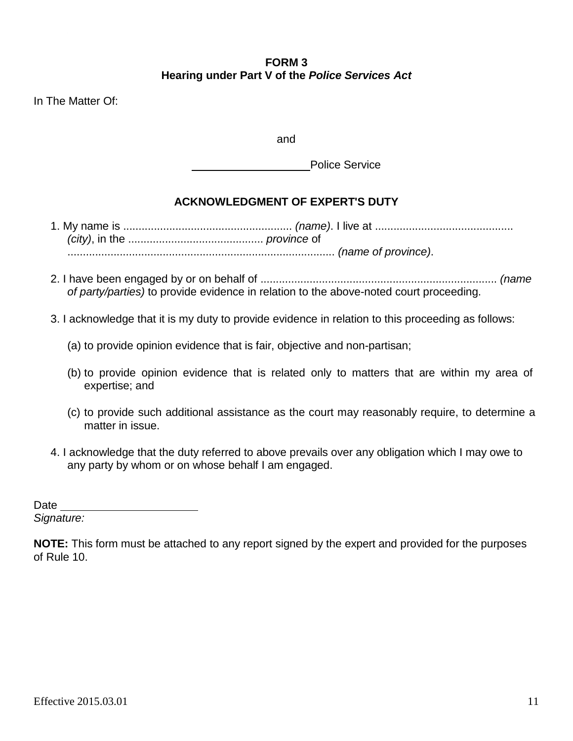**FORM 3**
**Hearing under Part V of the *Police Services Act***

In The Matter Of:

and

\_\_\_\_\_\_\_\_\_\_\_\_\_\_\_\_\_\_\_\_ Police Service

**ACKNOWLEDGMENT OF EXPERT'S DUTY**

1. My name is ....................................................... *(name)*. I live at ............................................ *(city)*, in the ............................................ *province* of ....................................................................................... *(name of province)*.

2. I have been engaged by or on behalf of ............................................................................ *(name of party/parties)* to provide evidence in relation to the above-noted court proceeding.

3. I acknowledge that it is my duty to provide evidence in relation to this proceeding as follows:

   (a) to provide opinion evidence that is fair, objective and non-partisan;

   (b) to provide opinion evidence that is related only to matters that are within my area of expertise; and

   (c) to provide such additional assistance as the court may reasonably require, to determine a matter in issue.

4. I acknowledge that the duty referred to above prevails over any obligation which I may owe to any party by whom or on whose behalf I am engaged.

Date \_\_\_\_\_\_\_\_\_\_\_\_\_\_\_\_\_\_\_\_\_\_
*Signature:*

**NOTE:** This form must be attached to any report signed by the expert and provided for the purposes of Rule 10.

Effective 2015.03.01